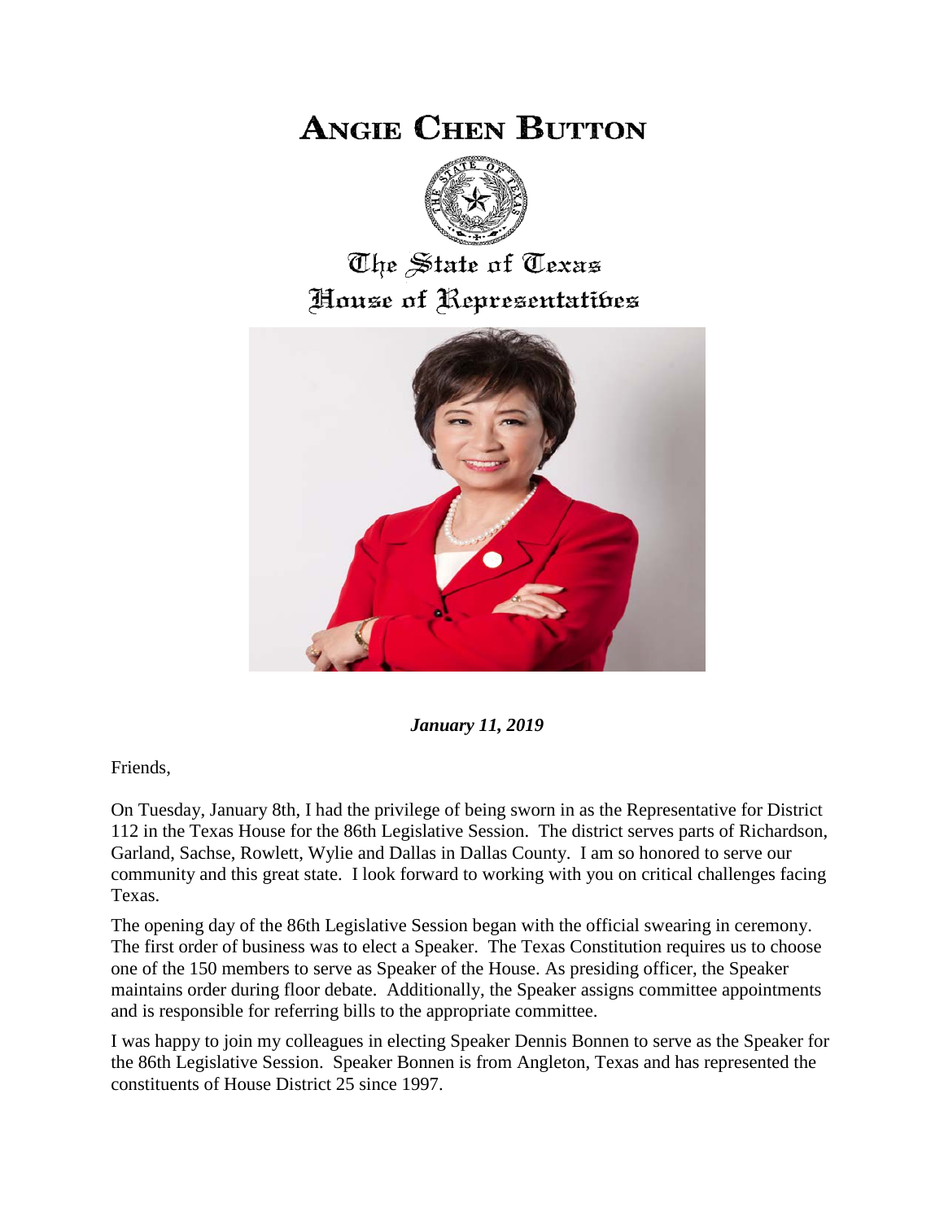# Angie Chen Button

## The State of Texas
## House of Representatives

***January 11, 2019***

Friends,

On Tuesday, January 8th, I had the privilege of being sworn in as the Representative for District 112 in the Texas House for the 86th Legislative Session. The district serves parts of Richardson, Garland, Sachse, Rowlett, Wylie and Dallas in Dallas County. I am so honored to serve our community and this great state. I look forward to working with you on critical challenges facing Texas.

The opening day of the 86th Legislative Session began with the official swearing in ceremony. The first order of business was to elect a Speaker. The Texas Constitution requires us to choose one of the 150 members to serve as Speaker of the House. As presiding officer, the Speaker maintains order during floor debate. Additionally, the Speaker assigns committee appointments and is responsible for referring bills to the appropriate committee.

I was happy to join my colleagues in electing Speaker Dennis Bonnen to serve as the Speaker for the 86th Legislative Session. Speaker Bonnen is from Angleton, Texas and has represented the constituents of House District 25 since 1997.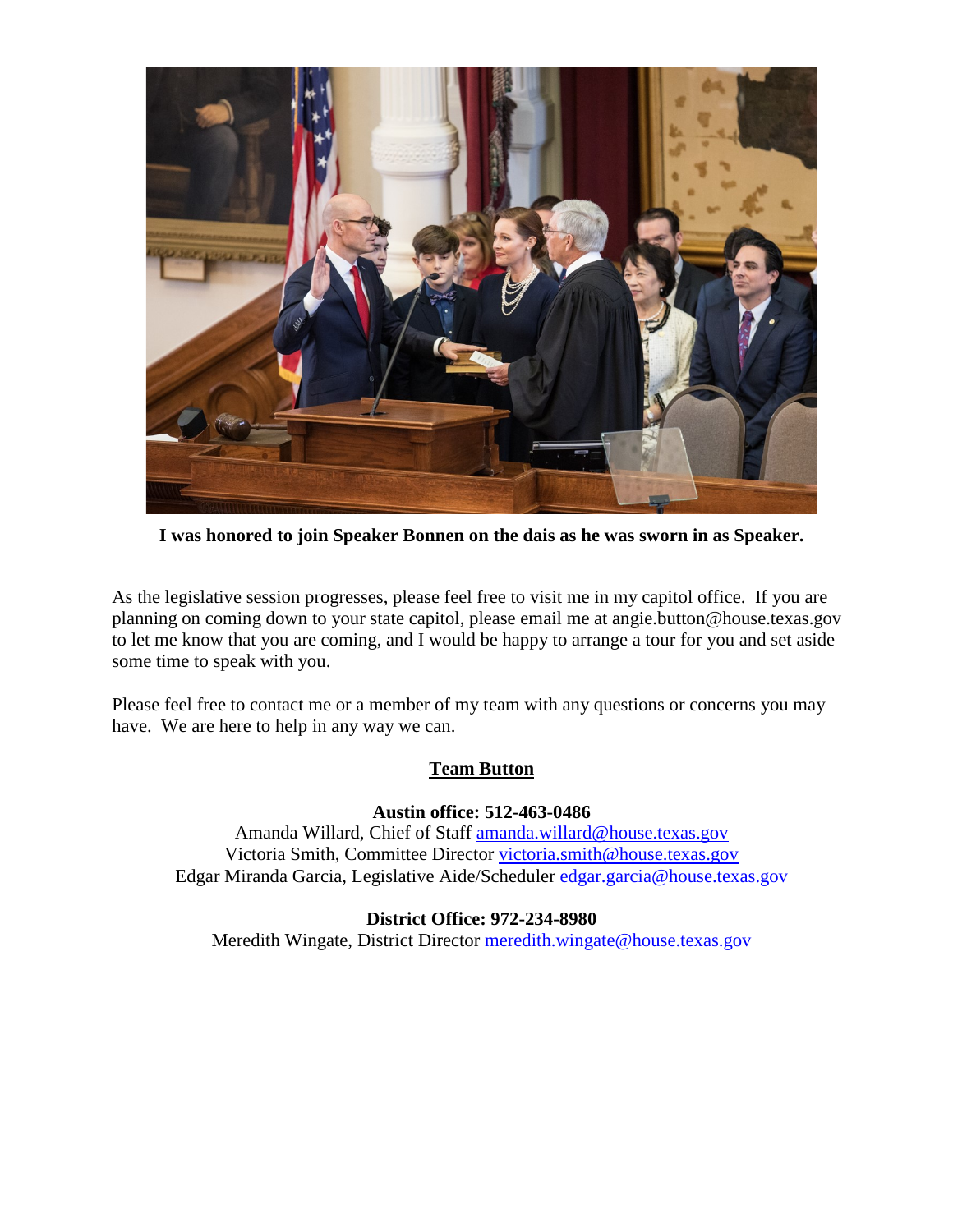**I was honored to join Speaker Bonnen on the dais as he was sworn in as Speaker.**

As the legislative session progresses, please feel free to visit me in my capitol office. If you are planning on coming down to your state capitol, please email me at angie.button@house.texas.gov to let me know that you are coming, and I would be happy to arrange a tour for you and set aside some time to speak with you.

Please feel free to contact me or a member of my team with any questions or concerns you may have. We are here to help in any way we can.

## Team Button

**Austin office: 512-463-0486**
Amanda Willard, Chief of Staff amanda.willard@house.texas.gov
Victoria Smith, Committee Director victoria.smith@house.texas.gov
Edgar Miranda Garcia, Legislative Aide/Scheduler edgar.garcia@house.texas.gov

**District Office: 972-234-8980**
Meredith Wingate, District Director meredith.wingate@house.texas.gov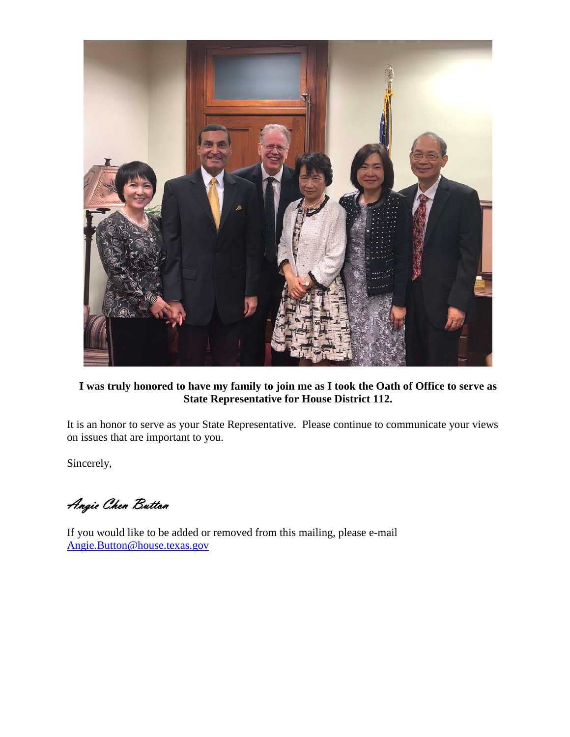**I was truly honored to have my family to join me as I took the Oath of Office to serve as State Representative for House District 112.**

It is an honor to serve as your State Representative. Please continue to communicate your views on issues that are important to you.

Sincerely,

*Angie Chen Button*

If you would like to be added or removed from this mailing, please e-mail Angie.Button@house.texas.gov